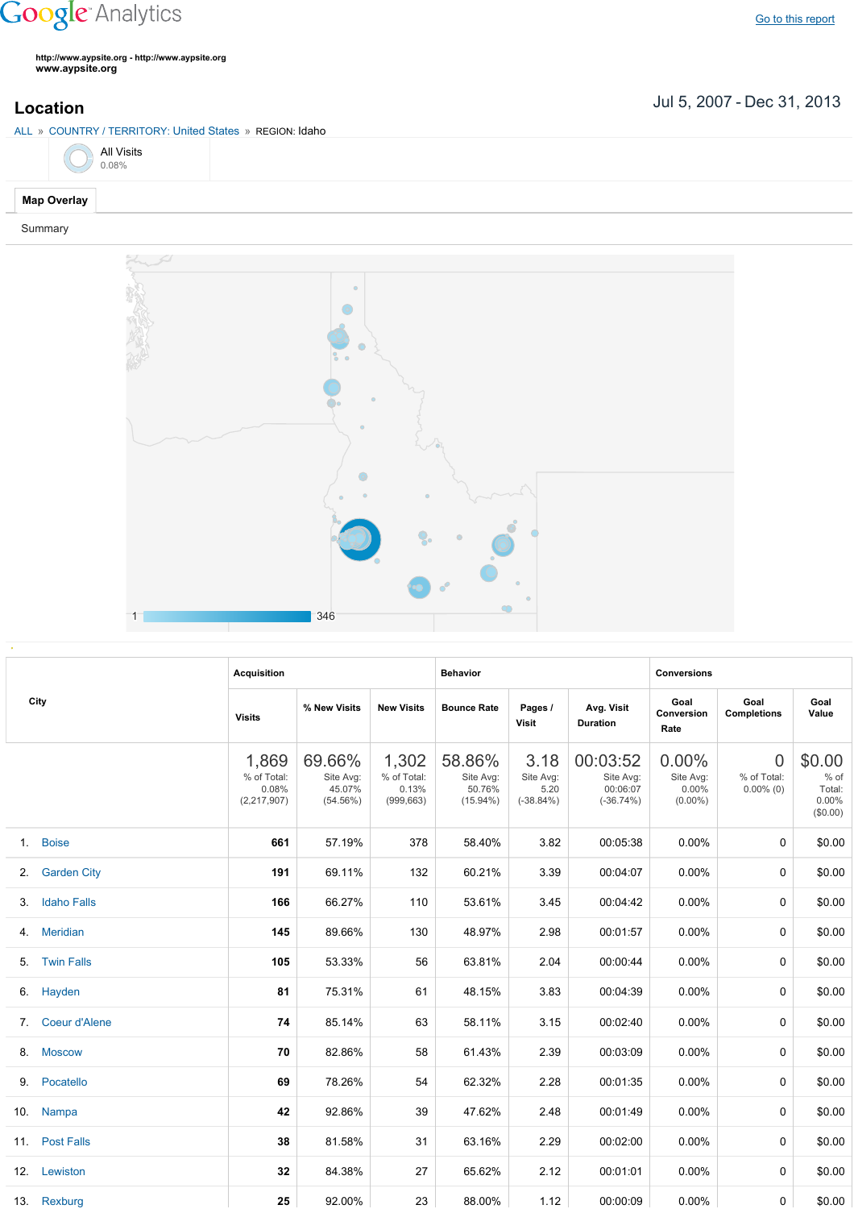Google Analytics

Go to this report

http://www.aypsite.org - http://www.aypsite.org
www.aypsite.org

## Location

Jul 5, 2007 - Dec 31, 2013

ALL » COUNTRY / TERRITORY: United States » REGION: Idaho

All Visits
0.08%

Map Overlay

Summary

1 346

| City | Acquisition | | | Behavior | | | Conversions | | |
|---|---|---|---|---|---|---|---|---|---|
| | Visits | % New Visits | New Visits | Bounce Rate | Pages / Visit | Avg. Visit Duration | Goal Conversion Rate | Goal Completions | Goal Value |
| | 1,869 % of Total: 0.08% (2,217,907) | 69.66% Site Avg: 45.07% (54.56%) | 1,302 % of Total: 0.13% (999,663) | 58.86% Site Avg: 50.76% (15.94%) | 3.18 Site Avg: 5.20 (-38.84%) | 00:03:52 Site Avg: 00:06:07 (-36.74%) | 0.00% Site Avg: 0.00% (0.00%) | 0 % of Total: 0.00% (0) | $0.00 % of Total: 0.00% ($0.00) |
| 1. Boise | 661 | 57.19% | 378 | 58.40% | 3.82 | 00:05:38 | 0.00% | 0 | $0.00 |
| 2. Garden City | 191 | 69.11% | 132 | 60.21% | 3.39 | 00:04:07 | 0.00% | 0 | $0.00 |
| 3. Idaho Falls | 166 | 66.27% | 110 | 53.61% | 3.45 | 00:04:42 | 0.00% | 0 | $0.00 |
| 4. Meridian | 145 | 89.66% | 130 | 48.97% | 2.98 | 00:01:57 | 0.00% | 0 | $0.00 |
| 5. Twin Falls | 105 | 53.33% | 56 | 63.81% | 2.04 | 00:00:44 | 0.00% | 0 | $0.00 |
| 6. Hayden | 81 | 75.31% | 61 | 48.15% | 3.83 | 00:04:39 | 0.00% | 0 | $0.00 |
| 7. Coeur d'Alene | 74 | 85.14% | 63 | 58.11% | 3.15 | 00:02:40 | 0.00% | 0 | $0.00 |
| 8. Moscow | 70 | 82.86% | 58 | 61.43% | 2.39 | 00:03:09 | 0.00% | 0 | $0.00 |
| 9. Pocatello | 69 | 78.26% | 54 | 62.32% | 2.28 | 00:01:35 | 0.00% | 0 | $0.00 |
| 10. Nampa | 42 | 92.86% | 39 | 47.62% | 2.48 | 00:01:49 | 0.00% | 0 | $0.00 |
| 11. Post Falls | 38 | 81.58% | 31 | 63.16% | 2.29 | 00:02:00 | 0.00% | 0 | $0.00 |
| 12. Lewiston | 32 | 84.38% | 27 | 65.62% | 2.12 | 00:01:01 | 0.00% | 0 | $0.00 |
| 13. Rexburg | 25 | 92.00% | 23 | 88.00% | 1.12 | 00:00:09 | 0.00% | 0 | $0.00 |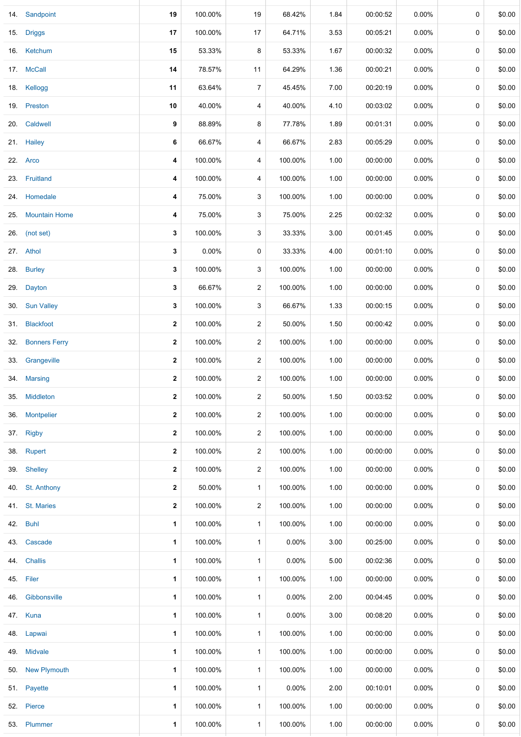| | | | | | | | | | | |
|---|---|---|---|---|---|---|---|---|---|---|
| 14. | Sandpoint | **19** | 100.00% | 19 | 68.42% | 1.84 | 00:00:52 | 0.00% | 0 | $0.00 |
| 15. | Driggs | **17** | 100.00% | 17 | 64.71% | 3.53 | 00:05:21 | 0.00% | 0 | $0.00 |
| 16. | Ketchum | **15** | 53.33% | 8 | 53.33% | 1.67 | 00:00:32 | 0.00% | 0 | $0.00 |
| 17. | McCall | **14** | 78.57% | 11 | 64.29% | 1.36 | 00:00:21 | 0.00% | 0 | $0.00 |
| 18. | Kellogg | **11** | 63.64% | 7 | 45.45% | 7.00 | 00:20:19 | 0.00% | 0 | $0.00 |
| 19. | Preston | **10** | 40.00% | 4 | 40.00% | 4.10 | 00:03:02 | 0.00% | 0 | $0.00 |
| 20. | Caldwell | **9** | 88.89% | 8 | 77.78% | 1.89 | 00:01:31 | 0.00% | 0 | $0.00 |
| 21. | Hailey | **6** | 66.67% | 4 | 66.67% | 2.83 | 00:05:29 | 0.00% | 0 | $0.00 |
| 22. | Arco | **4** | 100.00% | 4 | 100.00% | 1.00 | 00:00:00 | 0.00% | 0 | $0.00 |
| 23. | Fruitland | **4** | 100.00% | 4 | 100.00% | 1.00 | 00:00:00 | 0.00% | 0 | $0.00 |
| 24. | Homedale | **4** | 75.00% | 3 | 100.00% | 1.00 | 00:00:00 | 0.00% | 0 | $0.00 |
| 25. | Mountain Home | **4** | 75.00% | 3 | 75.00% | 2.25 | 00:02:32 | 0.00% | 0 | $0.00 |
| 26. | (not set) | **3** | 100.00% | 3 | 33.33% | 3.00 | 00:01:45 | 0.00% | 0 | $0.00 |
| 27. | Athol | **3** | 0.00% | 0 | 33.33% | 4.00 | 00:01:10 | 0.00% | 0 | $0.00 |
| 28. | Burley | **3** | 100.00% | 3 | 100.00% | 1.00 | 00:00:00 | 0.00% | 0 | $0.00 |
| 29. | Dayton | **3** | 66.67% | 2 | 100.00% | 1.00 | 00:00:00 | 0.00% | 0 | $0.00 |
| 30. | Sun Valley | **3** | 100.00% | 3 | 66.67% | 1.33 | 00:00:15 | 0.00% | 0 | $0.00 |
| 31. | Blackfoot | **2** | 100.00% | 2 | 50.00% | 1.50 | 00:00:42 | 0.00% | 0 | $0.00 |
| 32. | Bonners Ferry | **2** | 100.00% | 2 | 100.00% | 1.00 | 00:00:00 | 0.00% | 0 | $0.00 |
| 33. | Grangeville | **2** | 100.00% | 2 | 100.00% | 1.00 | 00:00:00 | 0.00% | 0 | $0.00 |
| 34. | Marsing | **2** | 100.00% | 2 | 100.00% | 1.00 | 00:00:00 | 0.00% | 0 | $0.00 |
| 35. | Middleton | **2** | 100.00% | 2 | 50.00% | 1.50 | 00:03:52 | 0.00% | 0 | $0.00 |
| 36. | Montpelier | **2** | 100.00% | 2 | 100.00% | 1.00 | 00:00:00 | 0.00% | 0 | $0.00 |
| 37. | Rigby | **2** | 100.00% | 2 | 100.00% | 1.00 | 00:00:00 | 0.00% | 0 | $0.00 |
| 38. | Rupert | **2** | 100.00% | 2 | 100.00% | 1.00 | 00:00:00 | 0.00% | 0 | $0.00 |
| 39. | Shelley | **2** | 100.00% | 2 | 100.00% | 1.00 | 00:00:00 | 0.00% | 0 | $0.00 |
| 40. | St. Anthony | **2** | 50.00% | 1 | 100.00% | 1.00 | 00:00:00 | 0.00% | 0 | $0.00 |
| 41. | St. Maries | **2** | 100.00% | 2 | 100.00% | 1.00 | 00:00:00 | 0.00% | 0 | $0.00 |
| 42. | Buhl | **1** | 100.00% | 1 | 100.00% | 1.00 | 00:00:00 | 0.00% | 0 | $0.00 |
| 43. | Cascade | **1** | 100.00% | 1 | 0.00% | 3.00 | 00:25:00 | 0.00% | 0 | $0.00 |
| 44. | Challis | **1** | 100.00% | 1 | 0.00% | 5.00 | 00:02:36 | 0.00% | 0 | $0.00 |
| 45. | Filer | **1** | 100.00% | 1 | 100.00% | 1.00 | 00:00:00 | 0.00% | 0 | $0.00 |
| 46. | Gibbonsville | **1** | 100.00% | 1 | 0.00% | 2.00 | 00:04:45 | 0.00% | 0 | $0.00 |
| 47. | Kuna | **1** | 100.00% | 1 | 0.00% | 3.00 | 00:08:20 | 0.00% | 0 | $0.00 |
| 48. | Lapwai | **1** | 100.00% | 1 | 100.00% | 1.00 | 00:00:00 | 0.00% | 0 | $0.00 |
| 49. | Midvale | **1** | 100.00% | 1 | 100.00% | 1.00 | 00:00:00 | 0.00% | 0 | $0.00 |
| 50. | New Plymouth | **1** | 100.00% | 1 | 100.00% | 1.00 | 00:00:00 | 0.00% | 0 | $0.00 |
| 51. | Payette | **1** | 100.00% | 1 | 0.00% | 2.00 | 00:10:01 | 0.00% | 0 | $0.00 |
| 52. | Pierce | **1** | 100.00% | 1 | 100.00% | 1.00 | 00:00:00 | 0.00% | 0 | $0.00 |
| 53. | Plummer | **1** | 100.00% | 1 | 100.00% | 1.00 | 00:00:00 | 0.00% | 0 | $0.00 |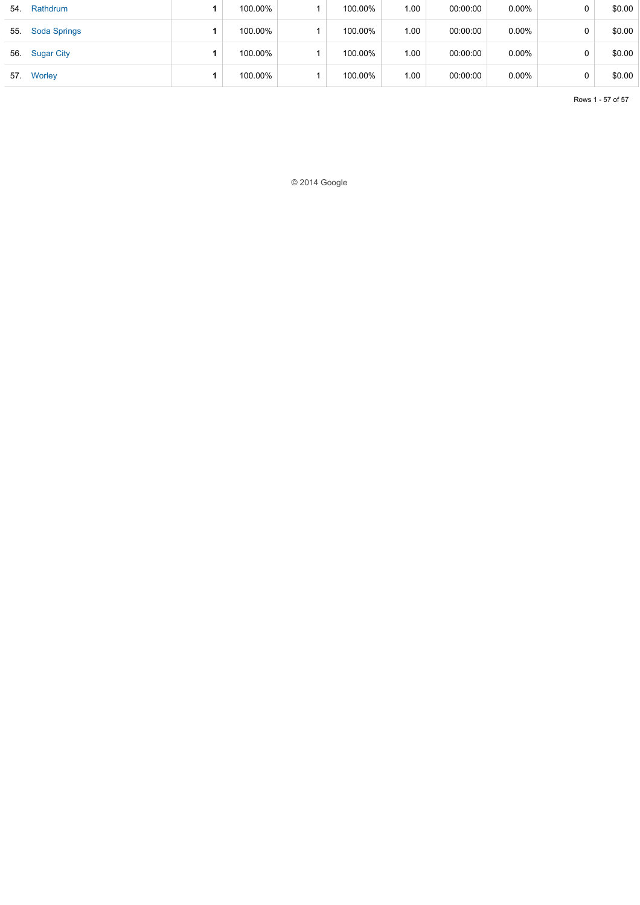| | | | | | | | | | |
|---|---|---|---|---|---|---|---|---|---|
| 54. | Rathdrum | **1** | 100.00% | 1 | 100.00% | 1.00 | 00:00:00 | 0.00% | 0 | $0.00 |
| 55. | Soda Springs | **1** | 100.00% | 1 | 100.00% | 1.00 | 00:00:00 | 0.00% | 0 | $0.00 |
| 56. | Sugar City | **1** | 100.00% | 1 | 100.00% | 1.00 | 00:00:00 | 0.00% | 0 | $0.00 |
| 57. | Worley | **1** | 100.00% | 1 | 100.00% | 1.00 | 00:00:00 | 0.00% | 0 | $0.00 |

Rows 1 - 57 of 57

© 2014 Google